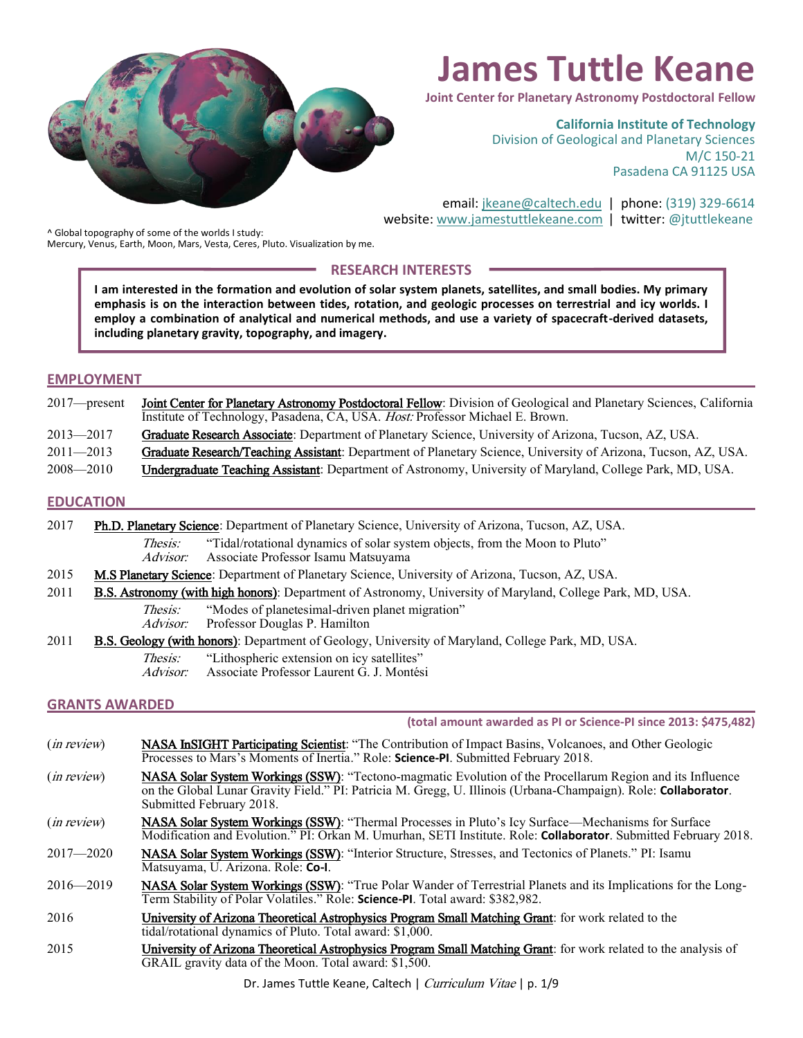# James Tuttle Keane

**Joint Center for Planetary Astronomy Postdoctoral Fellow**

**California Institute of Technology**
Division of Geological and Planetary Sciences
M/C 150-21
Pasadena CA 91125 USA

email: jkeane@caltech.edu | phone: (319) 329-6614
website: www.jamestuttlekeane.com | twitter: @jtuttlekeane

^ Global topography of some of the worlds I study:
Mercury, Venus, Earth, Moon, Mars, Vesta, Ceres, Pluto. Visualization by me.

## RESEARCH INTERESTS

**I am interested in the formation and evolution of solar system planets, satellites, and small bodies. My primary emphasis is on the interaction between tides, rotation, and geologic processes on terrestrial and icy worlds. I employ a combination of analytical and numerical methods, and use a variety of spacecraft-derived datasets, including planetary gravity, topography, and imagery.**

## EMPLOYMENT

2017—present **Joint Center for Planetary Astronomy Postdoctoral Fellow**: Division of Geological and Planetary Sciences, California Institute of Technology, Pasadena, CA, USA. *Host:* Professor Michael E. Brown.

2013—2017 **Graduate Research Associate**: Department of Planetary Science, University of Arizona, Tucson, AZ, USA.

2011—2013 **Graduate Research/Teaching Assistant**: Department of Planetary Science, University of Arizona, Tucson, AZ, USA.

2008—2010 **Undergraduate Teaching Assistant**: Department of Astronomy, University of Maryland, College Park, MD, USA.

## EDUCATION

2017 **Ph.D. Planetary Science**: Department of Planetary Science, University of Arizona, Tucson, AZ, USA.
*Thesis:* "Tidal/rotational dynamics of solar system objects, from the Moon to Pluto"
*Advisor:* Associate Professor Isamu Matsuyama

2015 **M.S Planetary Science**: Department of Planetary Science, University of Arizona, Tucson, AZ, USA.

2011 **B.S. Astronomy (with high honors)**: Department of Astronomy, University of Maryland, College Park, MD, USA.
*Thesis:* "Modes of planetesimal-driven planet migration"
*Advisor:* Professor Douglas P. Hamilton

2011 **B.S. Geology (with honors)**: Department of Geology, University of Maryland, College Park, MD, USA.
*Thesis:* "Lithospheric extension on icy satellites"
*Advisor:* Associate Professor Laurent G. J. Montési

## GRANTS AWARDED

**(total amount awarded as PI or Science-PI since 2013: $475,482)**

(*in review*) **NASA InSIGHT Participating Scientist**: "The Contribution of Impact Basins, Volcanoes, and Other Geologic Processes to Mars's Moments of Inertia." Role: **Science-PI**. Submitted February 2018.

(*in review*) **NASA Solar System Workings (SSW)**: "Tectono-magmatic Evolution of the Procellarum Region and its Influence on the Global Lunar Gravity Field." PI: Patricia M. Gregg, U. Illinois (Urbana-Champaign). Role: **Collaborator**. Submitted February 2018.

(*in review*) **NASA Solar System Workings (SSW)**: "Thermal Processes in Pluto's Icy Surface—Mechanisms for Surface Modification and Evolution." PI: Orkan M. Umurhan, SETI Institute. Role: **Collaborator**. Submitted February 2018.

2017—2020 **NASA Solar System Workings (SSW)**: "Interior Structure, Stresses, and Tectonics of Planets." PI: Isamu Matsuyama, U. Arizona. Role: **Co-I**.

2016—2019 **NASA Solar System Workings (SSW)**: "True Polar Wander of Terrestrial Planets and its Implications for the Long-Term Stability of Polar Volatiles." Role: **Science-PI**. Total award: $382,982.

2016 **University of Arizona Theoretical Astrophysics Program Small Matching Grant**: for work related to the tidal/rotational dynamics of Pluto. Total award: $1,000.

2015 **University of Arizona Theoretical Astrophysics Program Small Matching Grant**: for work related to the analysis of GRAIL gravity data of the Moon. Total award: $1,500.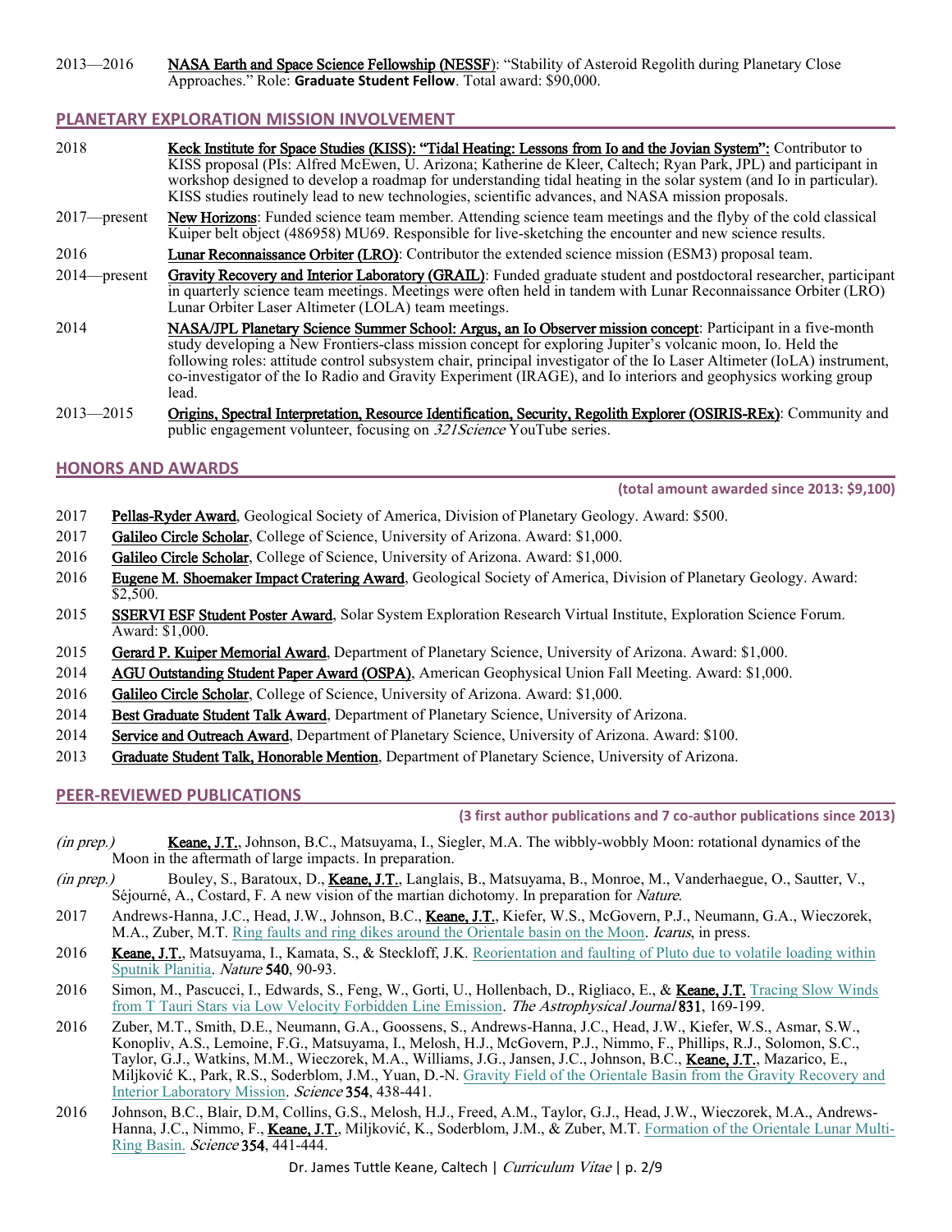2013—2016 **NASA Earth and Space Science Fellowship (NESSF)**: "Stability of Asteroid Regolith during Planetary Close Approaches." Role: **Graduate Student Fellow**. Total award: $90,000.

## PLANETARY EXPLORATION MISSION INVOLVEMENT

2018 **Keck Institute for Space Studies (KISS): "Tidal Heating: Lessons from Io and the Jovian System":** Contributor to KISS proposal (PIs: Alfred McEwen, U. Arizona; Katherine de Kleer, Caltech; Ryan Park, JPL) and participant in workshop designed to develop a roadmap for understanding tidal heating in the solar system (and Io in particular). KISS studies routinely lead to new technologies, scientific advances, and NASA mission proposals.

2017—present **New Horizons**: Funded science team member. Attending science team meetings and the flyby of the cold classical Kuiper belt object (486958) MU69. Responsible for live-sketching the encounter and new science results.

2016 **Lunar Reconnaissance Orbiter (LRO)**: Contributor the extended science mission (ESM3) proposal team.

2014—present **Gravity Recovery and Interior Laboratory (GRAIL)**: Funded graduate student and postdoctoral researcher, participant in quarterly science team meetings. Meetings were often held in tandem with Lunar Reconnaissance Orbiter (LRO) Lunar Orbiter Laser Altimeter (LOLA) team meetings.

2014 **NASA/JPL Planetary Science Summer School: Argus, an Io Observer mission concept**: Participant in a five-month study developing a New Frontiers-class mission concept for exploring Jupiter's volcanic moon, Io. Held the following roles: attitude control subsystem chair, principal investigator of the Io Laser Altimeter (IoLA) instrument, co-investigator of the Io Radio and Gravity Experiment (IRAGE), and Io interiors and geophysics working group lead.

2013—2015 **Origins, Spectral Interpretation, Resource Identification, Security, Regolith Explorer (OSIRIS-REx)**: Community and public engagement volunteer, focusing on *321Science* YouTube series.

## HONORS AND AWARDS

**(total amount awarded since 2013: $9,100)**

2017 **Pellas-Ryder Award**, Geological Society of America, Division of Planetary Geology. Award: $500.

2017 **Galileo Circle Scholar**, College of Science, University of Arizona. Award: $1,000.

2016 **Galileo Circle Scholar**, College of Science, University of Arizona. Award: $1,000.

2016 **Eugene M. Shoemaker Impact Cratering Award**, Geological Society of America, Division of Planetary Geology. Award: $2,500.

2015 **SSERVI ESF Student Poster Award**, Solar System Exploration Research Virtual Institute, Exploration Science Forum. Award: $1,000.

2015 **Gerard P. Kuiper Memorial Award**, Department of Planetary Science, University of Arizona. Award: $1,000.

2014 **AGU Outstanding Student Paper Award (OSPA)**, American Geophysical Union Fall Meeting. Award: $1,000.

2016 **Galileo Circle Scholar**, College of Science, University of Arizona. Award: $1,000.

2014 **Best Graduate Student Talk Award**, Department of Planetary Science, University of Arizona.

2014 **Service and Outreach Award**, Department of Planetary Science, University of Arizona. Award: $100.

2013 **Graduate Student Talk, Honorable Mention**, Department of Planetary Science, University of Arizona.

## PEER-REVIEWED PUBLICATIONS

**(3 first author publications and 7 co-author publications since 2013)**

*(in prep.)* **Keane, J.T.**, Johnson, B.C., Matsuyama, I., Siegler, M.A. The wibbly-wobbly Moon: rotational dynamics of the Moon in the aftermath of large impacts. In preparation.

*(in prep.)* Bouley, S., Baratoux, D., **Keane, J.T.**, Langlais, B., Matsuyama, B., Monroe, M., Vanderhaegue, O., Sautter, V., Séjourné, A., Costard, F. A new vision of the martian dichotomy. In preparation for *Nature*.

2017 Andrews-Hanna, J.C., Head, J.W., Johnson, B.C., **Keane, J.T.**, Kiefer, W.S., McGovern, P.J., Neumann, G.A., Wieczorek, M.A., Zuber, M.T. Ring faults and ring dikes around the Orientale basin on the Moon. *Icarus*, in press.

2016 **Keane, J.T.**, Matsuyama, I., Kamata, S., & Steckloff, J.K. Reorientation and faulting of Pluto due to volatile loading within Sputnik Planitia. *Nature* **540**, 90-93.

2016 Simon, M., Pascucci, I., Edwards, S., Feng, W., Gorti, U., Hollenbach, D., Rigliaco, E., & **Keane, J.T.** Tracing Slow Winds from T Tauri Stars via Low Velocity Forbidden Line Emission. *The Astrophysical Journal* **831**, 169-199.

2016 Zuber, M.T., Smith, D.E., Neumann, G.A., Goossens, S., Andrews-Hanna, J.C., Head, J.W., Kiefer, W.S., Asmar, S.W., Konopliv, A.S., Lemoine, F.G., Matsuyama, I., Melosh, H.J., McGovern, P.J., Nimmo, F., Phillips, R.J., Solomon, S.C., Taylor, G.J., Watkins, M.M., Wieczorek, M.A., Williams, J.G., Jansen, J.C., Johnson, B.C., **Keane, J.T.**, Mazarico, E., Miljković K., Park, R.S., Soderblom, J.M., Yuan, D.-N. Gravity Field of the Orientale Basin from the Gravity Recovery and Interior Laboratory Mission. *Science* **354**, 438-441.

2016 Johnson, B.C., Blair, D.M, Collins, G.S., Melosh, H.J., Freed, A.M., Taylor, G.J., Head, J.W., Wieczorek, M.A., Andrews-Hanna, J.C., Nimmo, F., **Keane, J.T.**, Miljković, K., Soderblom, J.M., & Zuber, M.T. Formation of the Orientale Lunar Multi-Ring Basin. *Science* **354**, 441-444.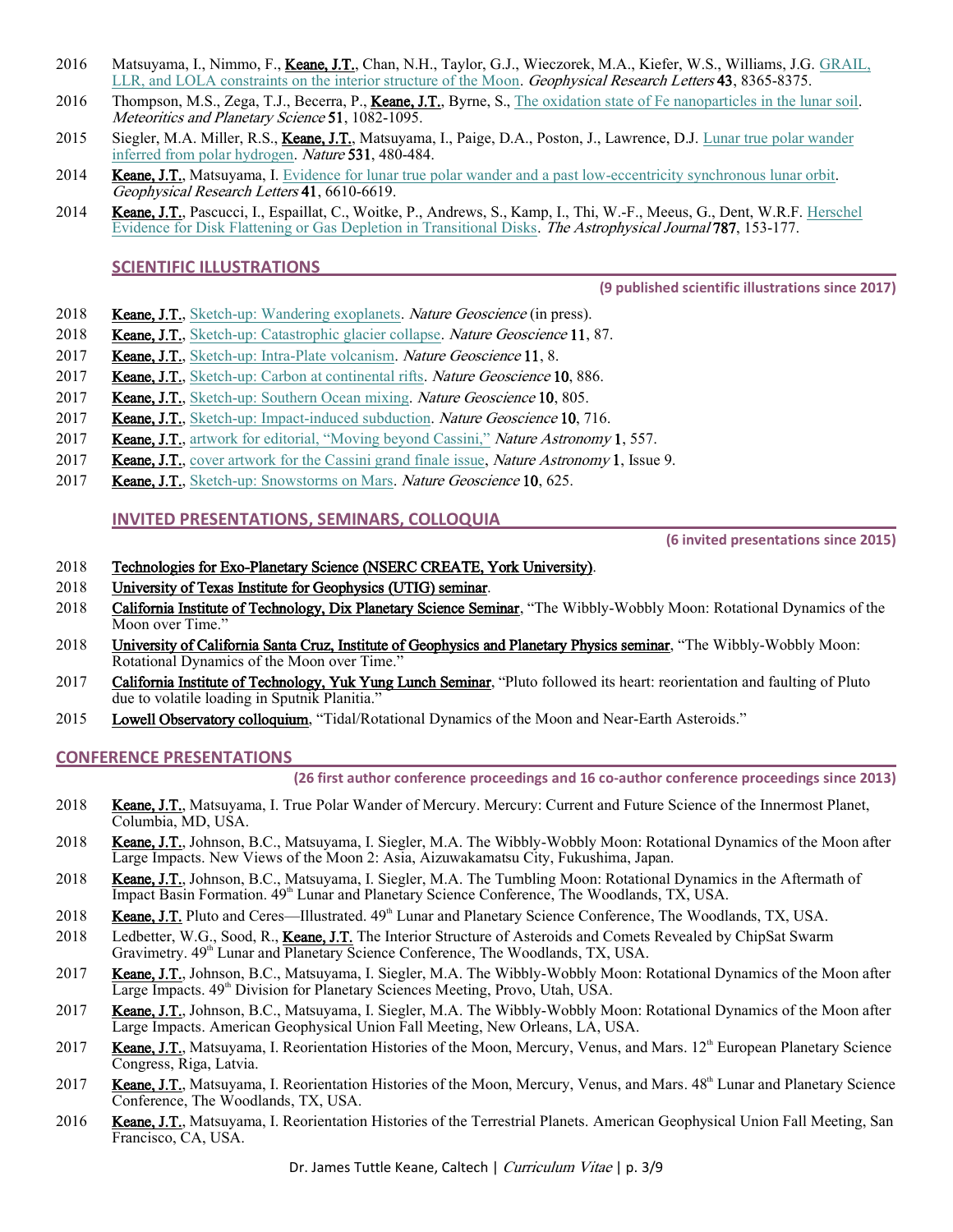2016 Matsuyama, I., Nimmo, F., **Keane, J.T.**, Chan, N.H., Taylor, G.J., Wieczorek, M.A., Kiefer, W.S., Williams, J.G. GRAIL, LLR, and LOLA constraints on the interior structure of the Moon. *Geophysical Research Letters* **43**, 8365-8375.

2016 Thompson, M.S., Zega, T.J., Becerra, P., **Keane, J.T.**, Byrne, S., The oxidation state of Fe nanoparticles in the lunar soil. *Meteoritics and Planetary Science* **51**, 1082-1095.

2015 Siegler, M.A. Miller, R.S., **Keane, J.T.**, Matsuyama, I., Paige, D.A., Poston, J., Lawrence, D.J. Lunar true polar wander inferred from polar hydrogen. *Nature* **531**, 480-484.

2014 **Keane, J.T.**, Matsuyama, I. Evidence for lunar true polar wander and a past low-eccentricity synchronous lunar orbit. *Geophysical Research Letters* **41**, 6610-6619.

2014 **Keane, J.T.**, Pascucci, I., Espaillat, C., Woitke, P., Andrews, S., Kamp, I., Thi, W.-F., Meeus, G., Dent, W.R.F. Herschel Evidence for Disk Flattening or Gas Depletion in Transitional Disks. *The Astrophysical Journal* **787**, 153-177.

## SCIENTIFIC ILLUSTRATIONS

**(9 published scientific illustrations since 2017)**

2018 **Keane, J.T.**, Sketch-up: Wandering exoplanets. *Nature Geoscience* (in press).

2018 **Keane, J.T.**, Sketch-up: Catastrophic glacier collapse. *Nature Geoscience* **11**, 87.

2017 **Keane, J.T.**, Sketch-up: Intra-Plate volcanism. *Nature Geoscience* **11**, 8.

2017 **Keane, J.T.**, Sketch-up: Carbon at continental rifts. *Nature Geoscience* **10**, 886.

2017 **Keane, J.T.**, Sketch-up: Southern Ocean mixing. *Nature Geoscience* **10**, 805.

2017 **Keane, J.T.**, Sketch-up: Impact-induced subduction. *Nature Geoscience* **10**, 716.

2017 **Keane, J.T.**, artwork for editorial, "Moving beyond Cassini," *Nature Astronomy* **1**, 557.

2017 **Keane, J.T.**, cover artwork for the Cassini grand finale issue, *Nature Astronomy* **1**, Issue 9.

2017 **Keane, J.T.**, Sketch-up: Snowstorms on Mars. *Nature Geoscience* **10**, 625.

## INVITED PRESENTATIONS, SEMINARS, COLLOQUIA

**(6 invited presentations since 2015)**

2018 Technologies for Exo-Planetary Science (NSERC CREATE, York University).

2018 University of Texas Institute for Geophysics (UTIG) seminar.

2018 California Institute of Technology, Dix Planetary Science Seminar, "The Wibbly-Wobbly Moon: Rotational Dynamics of the Moon over Time."

2018 University of California Santa Cruz, Institute of Geophysics and Planetary Physics seminar, "The Wibbly-Wobbly Moon: Rotational Dynamics of the Moon over Time."

2017 California Institute of Technology, Yuk Yung Lunch Seminar, "Pluto followed its heart: reorientation and faulting of Pluto due to volatile loading in Sputnik Planitia."

2015 Lowell Observatory colloquium, "Tidal/Rotational Dynamics of the Moon and Near-Earth Asteroids."

## CONFERENCE PRESENTATIONS

**(26 first author conference proceedings and 16 co-author conference proceedings since 2013)**

2018 **Keane, J.T.**, Matsuyama, I. True Polar Wander of Mercury. Mercury: Current and Future Science of the Innermost Planet, Columbia, MD, USA.

2018 **Keane, J.T.**, Johnson, B.C., Matsuyama, I. Siegler, M.A. The Wibbly-Wobbly Moon: Rotational Dynamics of the Moon after Large Impacts. New Views of the Moon 2: Asia, Aizuwakamatsu City, Fukushima, Japan.

2018 **Keane, J.T.**, Johnson, B.C., Matsuyama, I. Siegler, M.A. The Tumbling Moon: Rotational Dynamics in the Aftermath of Impact Basin Formation. 49th Lunar and Planetary Science Conference, The Woodlands, TX, USA.

2018 **Keane, J.T.** Pluto and Ceres—Illustrated. 49th Lunar and Planetary Science Conference, The Woodlands, TX, USA.

2018 Ledbetter, W.G., Sood, R., **Keane, J.T.** The Interior Structure of Asteroids and Comets Revealed by ChipSat Swarm Gravimetry. 49th Lunar and Planetary Science Conference, The Woodlands, TX, USA.

2017 **Keane, J.T.**, Johnson, B.C., Matsuyama, I. Siegler, M.A. The Wibbly-Wobbly Moon: Rotational Dynamics of the Moon after Large Impacts. 49th Division for Planetary Sciences Meeting, Provo, Utah, USA.

2017 **Keane, J.T.**, Johnson, B.C., Matsuyama, I. Siegler, M.A. The Wibbly-Wobbly Moon: Rotational Dynamics of the Moon after Large Impacts. American Geophysical Union Fall Meeting, New Orleans, LA, USA.

2017 **Keane, J.T.**, Matsuyama, I. Reorientation Histories of the Moon, Mercury, Venus, and Mars. 12th European Planetary Science Congress, Riga, Latvia.

2017 **Keane, J.T.**, Matsuyama, I. Reorientation Histories of the Moon, Mercury, Venus, and Mars. 48th Lunar and Planetary Science Conference, The Woodlands, TX, USA.

2016 **Keane, J.T.**, Matsuyama, I. Reorientation Histories of the Terrestrial Planets. American Geophysical Union Fall Meeting, San Francisco, CA, USA.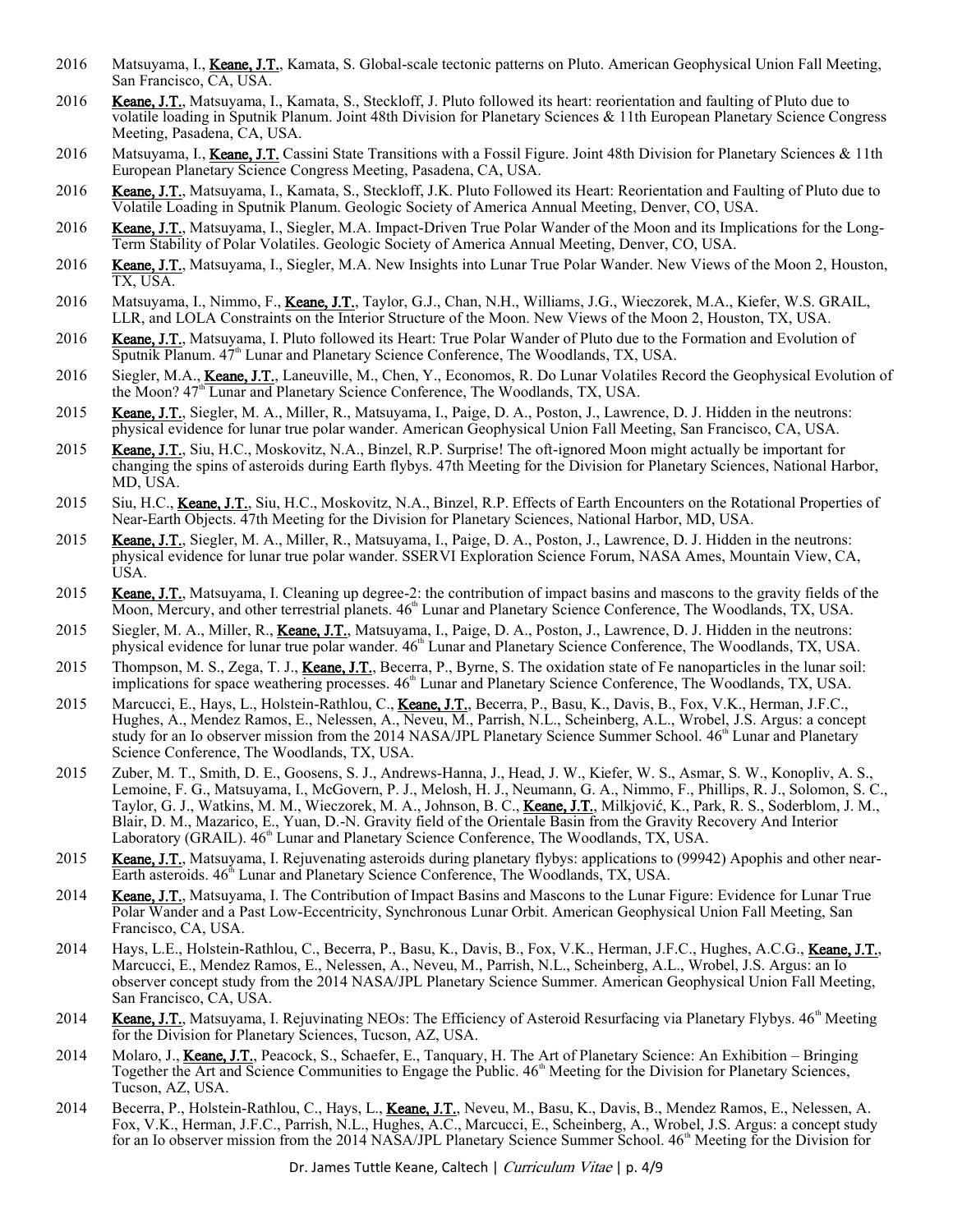2016 Matsuyama, I., **Keane, J.T.**, Kamata, S. Global-scale tectonic patterns on Pluto. American Geophysical Union Fall Meeting, San Francisco, CA, USA.

2016 **Keane, J.T.**, Matsuyama, I., Kamata, S., Steckloff, J. Pluto followed its heart: reorientation and faulting of Pluto due to volatile loading in Sputnik Planum. Joint 48th Division for Planetary Sciences & 11th European Planetary Science Congress Meeting, Pasadena, CA, USA.

2016 Matsuyama, I., **Keane, J.T.** Cassini State Transitions with a Fossil Figure. Joint 48th Division for Planetary Sciences & 11th European Planetary Science Congress Meeting, Pasadena, CA, USA.

2016 **Keane, J.T.**, Matsuyama, I., Kamata, S., Steckloff, J.K. Pluto Followed its Heart: Reorientation and Faulting of Pluto due to Volatile Loading in Sputnik Planum. Geologic Society of America Annual Meeting, Denver, CO, USA.

2016 **Keane, J.T.**, Matsuyama, I., Siegler, M.A. Impact-Driven True Polar Wander of the Moon and its Implications for the Long-Term Stability of Polar Volatiles. Geologic Society of America Annual Meeting, Denver, CO, USA.

2016 **Keane, J.T.**, Matsuyama, I., Siegler, M.A. New Insights into Lunar True Polar Wander. New Views of the Moon 2, Houston, TX, USA.

2016 Matsuyama, I., Nimmo, F., **Keane, J.T.**, Taylor, G.J., Chan, N.H., Williams, J.G., Wieczorek, M.A., Kiefer, W.S. GRAIL, LLR, and LOLA Constraints on the Interior Structure of the Moon. New Views of the Moon 2, Houston, TX, USA.

2016 **Keane, J.T.**, Matsuyama, I. Pluto followed its Heart: True Polar Wander of Pluto due to the Formation and Evolution of Sputnik Planum. 47th Lunar and Planetary Science Conference, The Woodlands, TX, USA.

2016 Siegler, M.A., **Keane, J.T.**, Laneuville, M., Chen, Y., Economos, R. Do Lunar Volatiles Record the Geophysical Evolution of the Moon? 47th Lunar and Planetary Science Conference, The Woodlands, TX, USA.

2015 **Keane, J.T.**, Siegler, M. A., Miller, R., Matsuyama, I., Paige, D. A., Poston, J., Lawrence, D. J. Hidden in the neutrons: physical evidence for lunar true polar wander. American Geophysical Union Fall Meeting, San Francisco, CA, USA.

2015 **Keane, J.T.**, Siu, H.C., Moskovitz, N.A., Binzel, R.P. Surprise! The oft-ignored Moon might actually be important for changing the spins of asteroids during Earth flybys. 47th Meeting for the Division for Planetary Sciences, National Harbor, MD, USA.

2015 Siu, H.C., **Keane, J.T.**, Siu, H.C., Moskovitz, N.A., Binzel, R.P. Effects of Earth Encounters on the Rotational Properties of Near-Earth Objects. 47th Meeting for the Division for Planetary Sciences, National Harbor, MD, USA.

2015 **Keane, J.T.**, Siegler, M. A., Miller, R., Matsuyama, I., Paige, D. A., Poston, J., Lawrence, D. J. Hidden in the neutrons: physical evidence for lunar true polar wander. SSERVI Exploration Science Forum, NASA Ames, Mountain View, CA, USA.

2015 **Keane, J.T.**, Matsuyama, I. Cleaning up degree-2: the contribution of impact basins and mascons to the gravity fields of the Moon, Mercury, and other terrestrial planets. 46th Lunar and Planetary Science Conference, The Woodlands, TX, USA.

2015 Siegler, M. A., Miller, R., **Keane, J.T.**, Matsuyama, I., Paige, D. A., Poston, J., Lawrence, D. J. Hidden in the neutrons: physical evidence for lunar true polar wander. 46th Lunar and Planetary Science Conference, The Woodlands, TX, USA.

2015 Thompson, M. S., Zega, T. J., **Keane, J.T.**, Becerra, P., Byrne, S. The oxidation state of Fe nanoparticles in the lunar soil: implications for space weathering processes. 46th Lunar and Planetary Science Conference, The Woodlands, TX, USA.

2015 Marcucci, E., Hays, L., Holstein-Rathlou, C., **Keane, J.T.**, Becerra, P., Basu, K., Davis, B., Fox, V.K., Herman, J.F.C., Hughes, A., Mendez Ramos, E., Nelessen, A., Neveu, M., Parrish, N.L., Scheinberg, A.L., Wrobel, J.S. Argus: a concept study for an Io observer mission from the 2014 NASA/JPL Planetary Science Summer School. 46th Lunar and Planetary Science Conference, The Woodlands, TX, USA.

2015 Zuber, M. T., Smith, D. E., Goosens, S. J., Andrews-Hanna, J., Head, J. W., Kiefer, W. S., Asmar, S. W., Konopliv, A. S., Lemoine, F. G., Matsuyama, I., McGovern, P. J., Melosh, H. J., Neumann, G. A., Nimmo, F., Phillips, R. J., Solomon, S. C., Taylor, G. J., Watkins, M. M., Wieczorek, M. A., Johnson, B. C., **Keane, J.T.**, Milkjović, K., Park, R. S., Soderblom, J. M., Blair, D. M., Mazarico, E., Yuan, D.-N. Gravity field of the Orientale Basin from the Gravity Recovery And Interior Laboratory (GRAIL). 46th Lunar and Planetary Science Conference, The Woodlands, TX, USA.

2015 **Keane, J.T.**, Matsuyama, I. Rejuvenating asteroids during planetary flybys: applications to (99942) Apophis and other near-Earth asteroids. 46th Lunar and Planetary Science Conference, The Woodlands, TX, USA.

2014 **Keane, J.T.**, Matsuyama, I. The Contribution of Impact Basins and Mascons to the Lunar Figure: Evidence for Lunar True Polar Wander and a Past Low-Eccentricity, Synchronous Lunar Orbit. American Geophysical Union Fall Meeting, San Francisco, CA, USA.

2014 Hays, L.E., Holstein-Rathlou, C., Becerra, P., Basu, K., Davis, B., Fox, V.K., Herman, J.F.C., Hughes, A.C.G., **Keane, J.T.**, Marcucci, E., Mendez Ramos, E., Nelessen, A., Neveu, M., Parrish, N.L., Scheinberg, A.L., Wrobel, J.S. Argus: an Io observer concept study from the 2014 NASA/JPL Planetary Science Summer. American Geophysical Union Fall Meeting, San Francisco, CA, USA.

2014 **Keane, J.T.**, Matsuyama, I. Rejuvinating NEOs: The Efficiency of Asteroid Resurfacing via Planetary Flybys. 46th Meeting for the Division for Planetary Sciences, Tucson, AZ, USA.

2014 Molaro, J., **Keane, J.T.**, Peacock, S., Schaefer, E., Tanquary, H. The Art of Planetary Science: An Exhibition – Bringing Together the Art and Science Communities to Engage the Public. 46th Meeting for the Division for Planetary Sciences, Tucson, AZ, USA.

2014 Becerra, P., Holstein-Rathlou, C., Hays, L., **Keane, J.T.**, Neveu, M., Basu, K., Davis, B., Mendez Ramos, E., Nelessen, A. Fox, V.K., Herman, J.F.C., Parrish, N.L., Hughes, A.C., Marcucci, E., Scheinberg, A., Wrobel, J.S. Argus: a concept study for an Io observer mission from the 2014 NASA/JPL Planetary Science Summer School. 46th Meeting for the Division for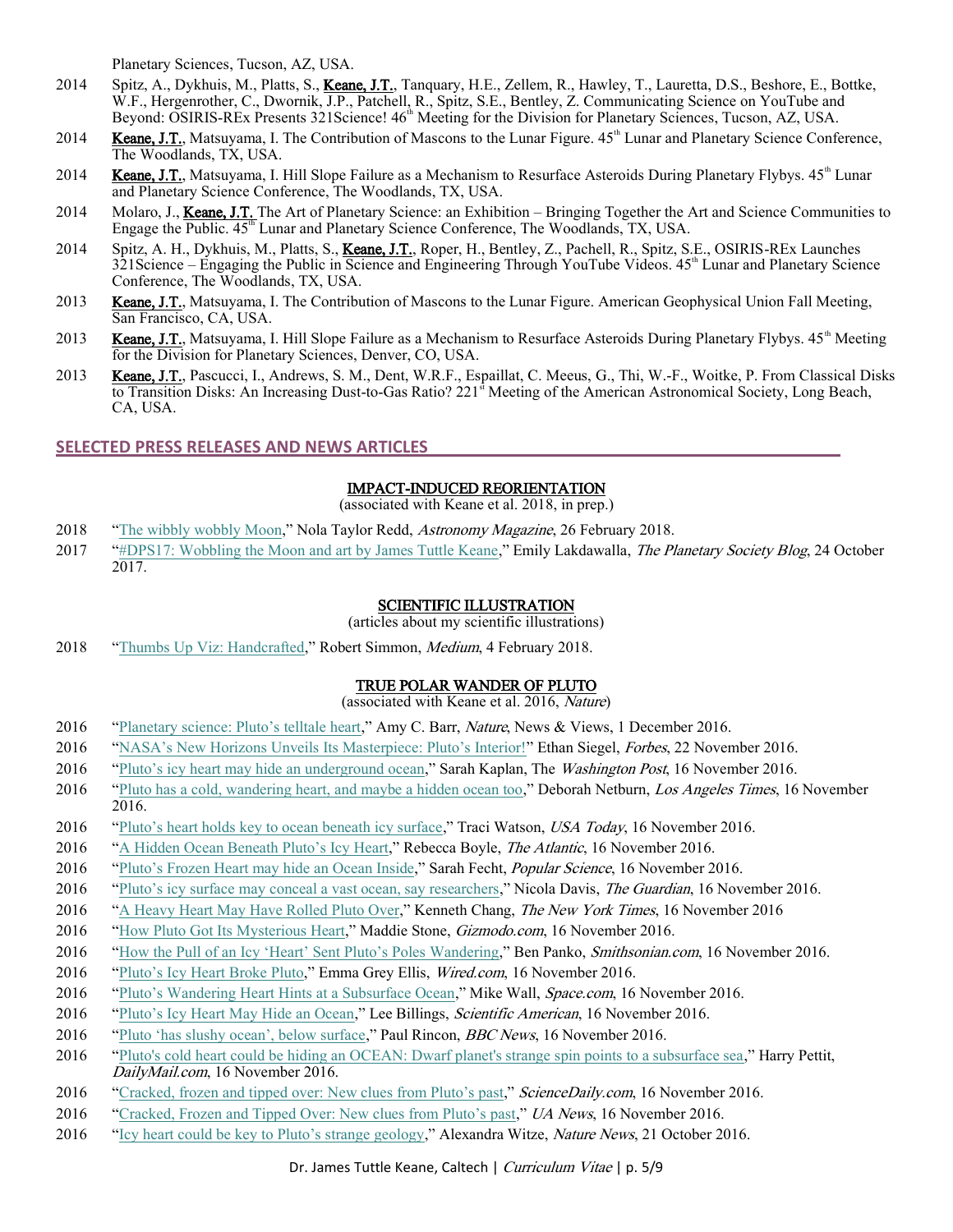Planetary Sciences, Tucson, AZ, USA.

2014 Spitz, A., Dykhuis, M., Platts, S., **Keane, J.T.**, Tanquary, H.E., Zellem, R., Hawley, T., Lauretta, D.S., Beshore, E., Bottke, W.F., Hergenrother, C., Dwornik, J.P., Patchell, R., Spitz, S.E., Bentley, Z. Communicating Science on YouTube and Beyond: OSIRIS-REx Presents 321Science! 46th Meeting for the Division for Planetary Sciences, Tucson, AZ, USA.

2014 **Keane, J.T.**, Matsuyama, I. The Contribution of Mascons to the Lunar Figure. 45th Lunar and Planetary Science Conference, The Woodlands, TX, USA.

2014 **Keane, J.T.**, Matsuyama, I. Hill Slope Failure as a Mechanism to Resurface Asteroids During Planetary Flybys. 45th Lunar and Planetary Science Conference, The Woodlands, TX, USA.

2014 Molaro, J., **Keane, J.T.** The Art of Planetary Science: an Exhibition – Bringing Together the Art and Science Communities to Engage the Public. 45th Lunar and Planetary Science Conference, The Woodlands, TX, USA.

2014 Spitz, A. H., Dykhuis, M., Platts, S., **Keane, J.T.**, Roper, H., Bentley, Z., Pachell, R., Spitz, S.E., OSIRIS-REx Launches 321Science – Engaging the Public in Science and Engineering Through YouTube Videos. 45th Lunar and Planetary Science Conference, The Woodlands, TX, USA.

2013 **Keane, J.T.**, Matsuyama, I. The Contribution of Mascons to the Lunar Figure. American Geophysical Union Fall Meeting, San Francisco, CA, USA.

2013 **Keane, J.T.**, Matsuyama, I. Hill Slope Failure as a Mechanism to Resurface Asteroids During Planetary Flybys. 45th Meeting for the Division for Planetary Sciences, Denver, CO, USA.

2013 **Keane, J.T.**, Pascucci, I., Andrews, S. M., Dent, W.R.F., Espaillat, C. Meeus, G., Thi, W.-F., Woitke, P. From Classical Disks to Transition Disks: An Increasing Dust-to-Gas Ratio? 221st Meeting of the American Astronomical Society, Long Beach, CA, USA.

## SELECTED PRESS RELEASES AND NEWS ARTICLES

### IMPACT-INDUCED REORIENTATION
(associated with Keane et al. 2018, in prep.)

2018 "The wibbly wobbly Moon," Nola Taylor Redd, *Astronomy Magazine*, 26 February 2018.

2017 "#DPS17: Wobbling the Moon and art by James Tuttle Keane," Emily Lakdawalla, *The Planetary Society Blog*, 24 October 2017.

### SCIENTIFIC ILLUSTRATION
(articles about my scientific illustrations)

2018 "Thumbs Up Viz: Handcrafted," Robert Simmon, *Medium*, 4 February 2018.

### TRUE POLAR WANDER OF PLUTO
(associated with Keane et al. 2016, *Nature*)

2016 "Planetary science: Pluto's telltale heart," Amy C. Barr, *Nature*, News & Views, 1 December 2016.

2016 "NASA's New Horizons Unveils Its Masterpiece: Pluto's Interior!" Ethan Siegel, *Forbes*, 22 November 2016.

2016 "Pluto's icy heart may hide an underground ocean," Sarah Kaplan, The *Washington Post*, 16 November 2016.

2016 "Pluto has a cold, wandering heart, and maybe a hidden ocean too," Deborah Netburn, *Los Angeles Times*, 16 November 2016.

2016 "Pluto's heart holds key to ocean beneath icy surface," Traci Watson, *USA Today*, 16 November 2016.

2016 "A Hidden Ocean Beneath Pluto's Icy Heart," Rebecca Boyle, *The Atlantic*, 16 November 2016.

2016 "Pluto's Frozen Heart may hide an Ocean Inside," Sarah Fecht, *Popular Science*, 16 November 2016.

2016 "Pluto's icy surface may conceal a vast ocean, say researchers," Nicola Davis, *The Guardian*, 16 November 2016.

2016 "A Heavy Heart May Have Rolled Pluto Over," Kenneth Chang, *The New York Times*, 16 November 2016

2016 "How Pluto Got Its Mysterious Heart," Maddie Stone, *Gizmodo.com*, 16 November 2016.

2016 "How the Pull of an Icy 'Heart' Sent Pluto's Poles Wandering," Ben Panko, *Smithsonian.com*, 16 November 2016.

2016 "Pluto's Icy Heart Broke Pluto," Emma Grey Ellis, *Wired.com*, 16 November 2016.

2016 "Pluto's Wandering Heart Hints at a Subsurface Ocean," Mike Wall, *Space.com*, 16 November 2016.

2016 "Pluto's Icy Heart May Hide an Ocean," Lee Billings, *Scientific American*, 16 November 2016.

2016 "Pluto 'has slushy ocean', below surface," Paul Rincon, *BBC News*, 16 November 2016.

2016 "Pluto's cold heart could be hiding an OCEAN: Dwarf planet's strange spin points to a subsurface sea," Harry Pettit, *DailyMail.com*, 16 November 2016.

2016 "Cracked, frozen and tipped over: New clues from Pluto's past," *ScienceDaily.com*, 16 November 2016.

2016 "Cracked, Frozen and Tipped Over: New clues from Pluto's past," *UA News*, 16 November 2016.

2016 "Icy heart could be key to Pluto's strange geology," Alexandra Witze, *Nature News*, 21 October 2016.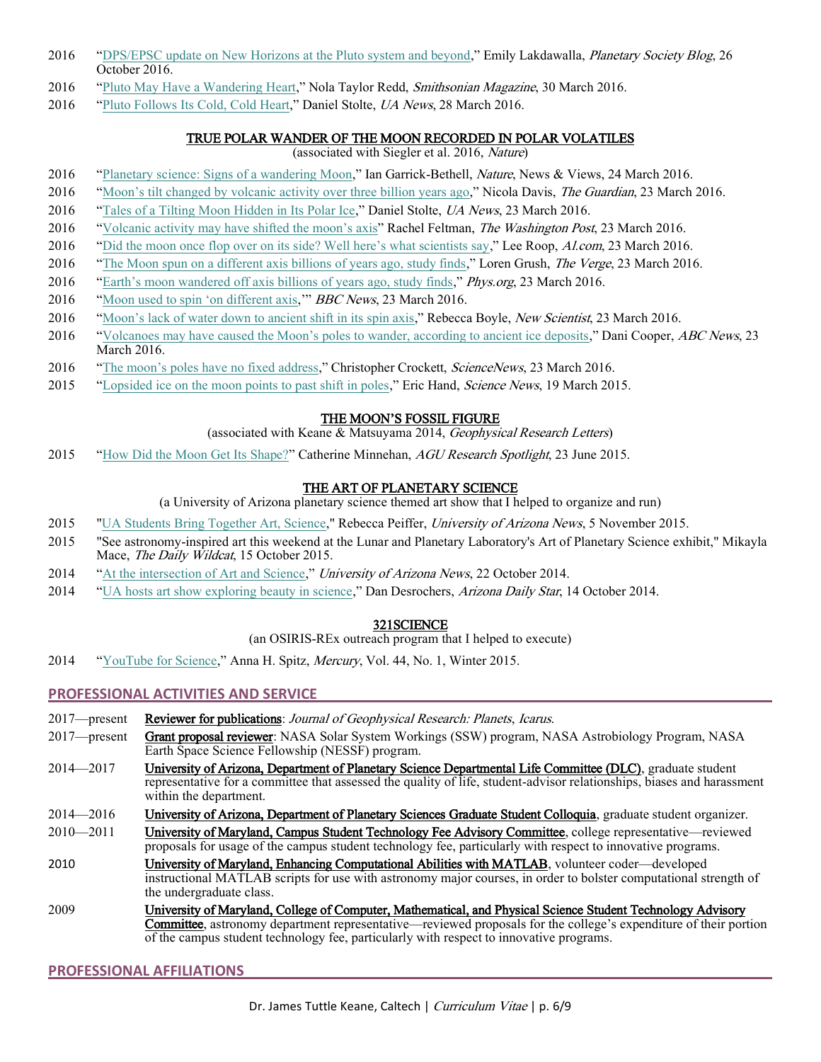2016 "DPS/EPSC update on New Horizons at the Pluto system and beyond," Emily Lakdawalla, *Planetary Society Blog*, 26 October 2016.

2016 "Pluto May Have a Wandering Heart," Nola Taylor Redd, *Smithsonian Magazine*, 30 March 2016.

2016 "Pluto Follows Its Cold, Cold Heart," Daniel Stolte, *UA News*, 28 March 2016.

### TRUE POLAR WANDER OF THE MOON RECORDED IN POLAR VOLATILES

(associated with Siegler et al. 2016, *Nature*)

2016 "Planetary science: Signs of a wandering Moon," Ian Garrick-Bethell, *Nature*, News & Views, 24 March 2016.

2016 "Moon's tilt changed by volcanic activity over three billion years ago," Nicola Davis, *The Guardian*, 23 March 2016.

2016 "Tales of a Tilting Moon Hidden in Its Polar Ice," Daniel Stolte, *UA News*, 23 March 2016.

2016 "Volcanic activity may have shifted the moon's axis" Rachel Feltman, *The Washington Post*, 23 March 2016.

2016 "Did the moon once flop over on its side? Well here's what scientists say," Lee Roop, *Al.com*, 23 March 2016.

2016 "The Moon spun on a different axis billions of years ago, study finds," Loren Grush, *The Verge*, 23 March 2016.

2016 "Earth's moon wandered off axis billions of years ago, study finds," *Phys.org*, 23 March 2016.

2016 "Moon used to spin 'on different axis,'" *BBC News*, 23 March 2016.

2016 "Moon's lack of water down to ancient shift in its spin axis," Rebecca Boyle, *New Scientist*, 23 March 2016.

2016 "Volcanoes may have caused the Moon's poles to wander, according to ancient ice deposits," Dani Cooper, *ABC News*, 23 March 2016.

2016 "The moon's poles have no fixed address," Christopher Crockett, *ScienceNews*, 23 March 2016.

2015 "Lopsided ice on the moon points to past shift in poles," Eric Hand, *Science News*, 19 March 2015.

### THE MOON'S FOSSIL FIGURE

(associated with Keane & Matsuyama 2014, *Geophysical Research Letters*)

2015 "How Did the Moon Get Its Shape?" Catherine Minnehan, *AGU Research Spotlight*, 23 June 2015.

### THE ART OF PLANETARY SCIENCE

(a University of Arizona planetary science themed art show that I helped to organize and run)

2015 "UA Students Bring Together Art, Science," Rebecca Peiffer, *University of Arizona News*, 5 November 2015.

2015 "See astronomy-inspired art this weekend at the Lunar and Planetary Laboratory's Art of Planetary Science exhibit," Mikayla Mace, *The Daily Wildcat*, 15 October 2015.

2014 "At the intersection of Art and Science," *University of Arizona News*, 22 October 2014.

2014 "UA hosts art show exploring beauty in science," Dan Desrochers, *Arizona Daily Star*, 14 October 2014.

### 321SCIENCE

(an OSIRIS-REx outreach program that I helped to execute)

2014 "YouTube for Science," Anna H. Spitz, *Mercury*, Vol. 44, No. 1, Winter 2015.

## PROFESSIONAL ACTIVITIES AND SERVICE

2017—present **Reviewer for publications**: *Journal of Geophysical Research: Planets*, *Icarus*.

2017—present **Grant proposal reviewer**: NASA Solar System Workings (SSW) program, NASA Astrobiology Program, NASA Earth Space Science Fellowship (NESSF) program.

2014—2017 **University of Arizona, Department of Planetary Science Departmental Life Committee (DLC)**, graduate student representative for a committee that assessed the quality of life, student-advisor relationships, biases and harassment within the department.

2014—2016 **University of Arizona, Department of Planetary Sciences Graduate Student Colloquia**, graduate student organizer.

2010—2011 **University of Maryland, Campus Student Technology Fee Advisory Committee**, college representative—reviewed proposals for usage of the campus student technology fee, particularly with respect to innovative programs.

2010 **University of Maryland, Enhancing Computational Abilities with MATLAB**, volunteer coder—developed instructional MATLAB scripts for use with astronomy major courses, in order to bolster computational strength of the undergraduate class.

2009 **University of Maryland, College of Computer, Mathematical, and Physical Science Student Technology Advisory Committee**, astronomy department representative—reviewed proposals for the college's expenditure of their portion of the campus student technology fee, particularly with respect to innovative programs.

## PROFESSIONAL AFFILIATIONS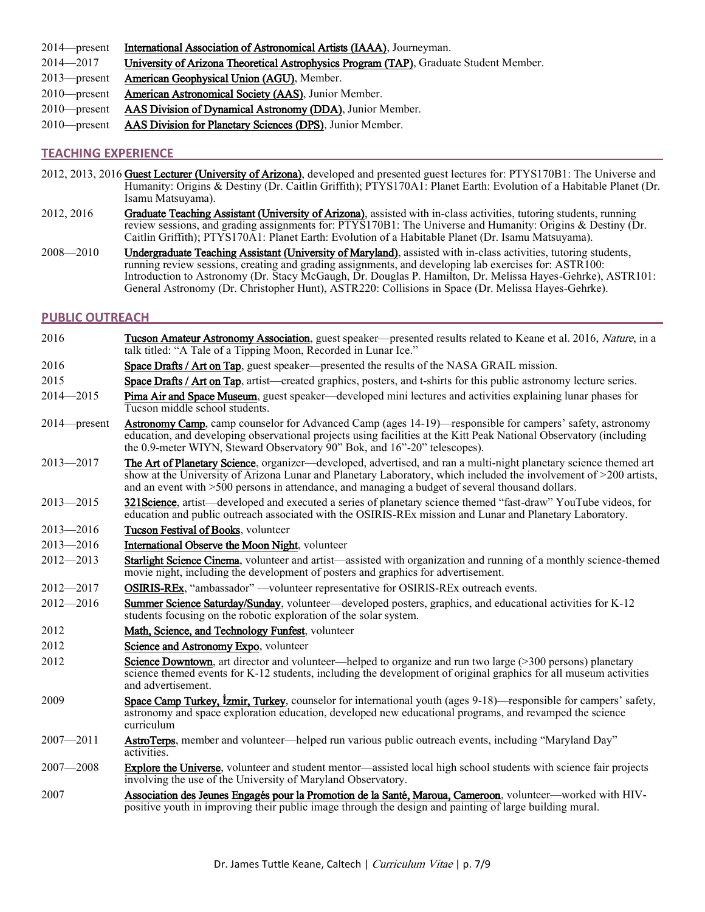2014—present **International Association of Astronomical Artists (IAAA)**, Journeyman.

2014—2017 **University of Arizona Theoretical Astrophysics Program (TAP)**, Graduate Student Member.

2013—present **American Geophysical Union (AGU)**, Member.

2010—present **American Astronomical Society (AAS)**, Junior Member.

2010—present **AAS Division of Dynamical Astronomy (DDA)**, Junior Member.

2010—present **AAS Division for Planetary Sciences (DPS)**, Junior Member.

## TEACHING EXPERIENCE

2012, 2013, 2016 **Guest Lecturer (University of Arizona)**, developed and presented guest lectures for: PTYS170B1: The Universe and Humanity: Origins & Destiny (Dr. Caitlin Griffith); PTYS170A1: Planet Earth: Evolution of a Habitable Planet (Dr. Isamu Matsuyama).

2012, 2016 **Graduate Teaching Assistant (University of Arizona)**, assisted with in-class activities, tutoring students, running review sessions, and grading assignments for: PTYS170B1: The Universe and Humanity: Origins & Destiny (Dr. Caitlin Griffith); PTYS170A1: Planet Earth: Evolution of a Habitable Planet (Dr. Isamu Matsuyama).

2008—2010 **Undergraduate Teaching Assistant (University of Maryland)**, assisted with in-class activities, tutoring students, running review sessions, creating and grading assignments, and developing lab exercises for: ASTR100: Introduction to Astronomy (Dr. Stacy McGaugh, Dr. Douglas P. Hamilton, Dr. Melissa Hayes-Gehrke), ASTR101: General Astronomy (Dr. Christopher Hunt), ASTR220: Collisions in Space (Dr. Melissa Hayes-Gehrke).

## PUBLIC OUTREACH

2016 **Tucson Amateur Astronomy Association**, guest speaker—presented results related to Keane et al. 2016, *Nature*, in a talk titled: "A Tale of a Tipping Moon, Recorded in Lunar Ice."

2016 **Space Drafts / Art on Tap**, guest speaker—presented the results of the NASA GRAIL mission.

2015 **Space Drafts / Art on Tap**, artist—created graphics, posters, and t-shirts for this public astronomy lecture series.

2014—2015 **Pima Air and Space Museum**, guest speaker—developed mini lectures and activities explaining lunar phases for Tucson middle school students.

2014—present **Astronomy Camp**, camp counselor for Advanced Camp (ages 14-19)—responsible for campers' safety, astronomy education, and developing observational projects using facilities at the Kitt Peak National Observatory (including the 0.9-meter WIYN, Steward Observatory 90" Bok, and 16"-20" telescopes).

2013—2017 **The Art of Planetary Science**, organizer—developed, advertised, and ran a multi-night planetary science themed art show at the University of Arizona Lunar and Planetary Laboratory, which included the involvement of >200 artists, and an event with >500 persons in attendance, and managing a budget of several thousand dollars.

2013—2015 **321Science**, artist—developed and executed a series of planetary science themed "fast-draw" YouTube videos, for education and public outreach associated with the OSIRIS-REx mission and Lunar and Planetary Laboratory.

2013—2016 **Tucson Festival of Books**, volunteer

2013—2016 **International Observe the Moon Night**, volunteer

2012—2013 **Starlight Science Cinema**, volunteer and artist—assisted with organization and running of a monthly science-themed movie night, including the development of posters and graphics for advertisement.

2012—2017 **OSIRIS-REx**, "ambassador" —volunteer representative for OSIRIS-REx outreach events.

2012—2016 **Summer Science Saturday/Sunday**, volunteer—developed posters, graphics, and educational activities for K-12 students focusing on the robotic exploration of the solar system.

2012 **Math, Science, and Technology Funfest**, volunteer

2012 **Science and Astronomy Expo**, volunteer

2012 **Science Downtown**, art director and volunteer—helped to organize and run two large (>300 persons) planetary science themed events for K-12 students, including the development of original graphics for all museum activities and advertisement.

2009 **Space Camp Turkey, İzmir, Turkey**, counselor for international youth (ages 9-18)—responsible for campers' safety, astronomy and space exploration education, developed new educational programs, and revamped the science curriculum

2007—2011 **AstroTerps**, member and volunteer—helped run various public outreach events, including "Maryland Day" activities.

2007—2008 **Explore the Universe**, volunteer and student mentor—assisted local high school students with science fair projects involving the use of the University of Maryland Observatory.

2007 **Association des Jeunes Engagés pour la Promotion de la Santé, Maroua, Cameroon**, volunteer—worked with HIV-positive youth in improving their public image through the design and painting of large building mural.